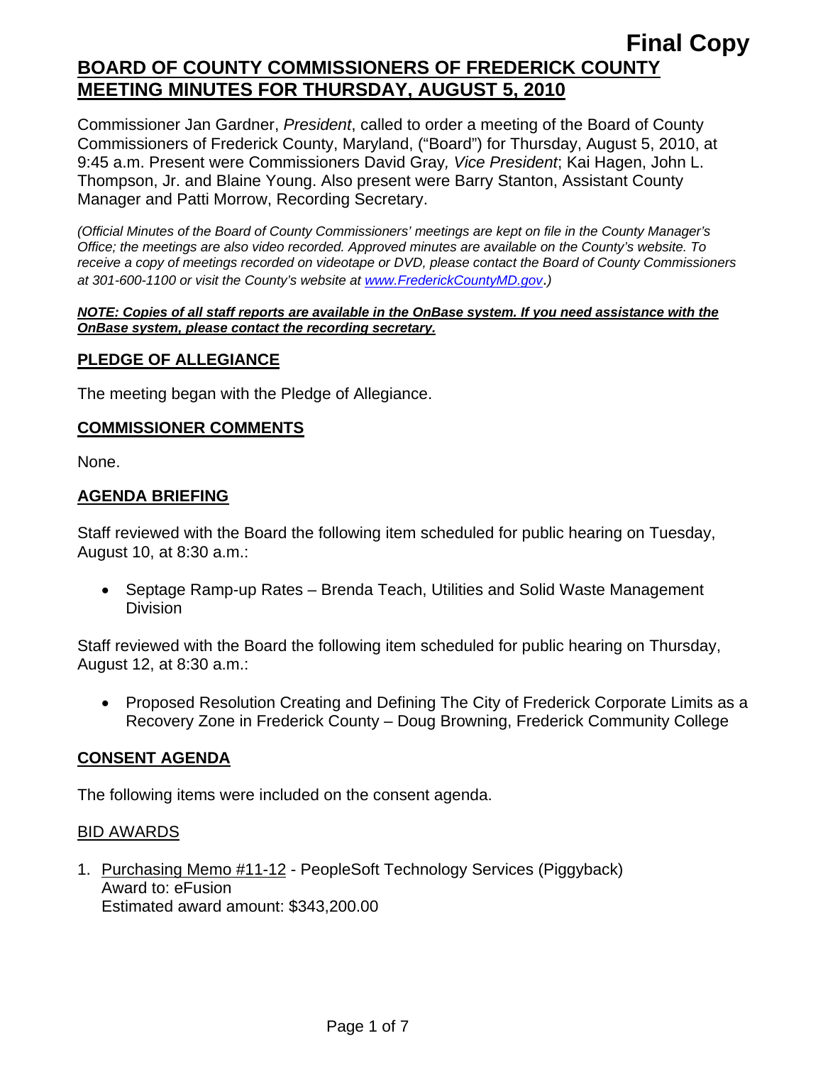**Final Copy**

# BOARD OF COUNTY COMMISSIONERS OF FREDERICK COUNTY MEETING MINUTES FOR THURSDAY, AUGUST 5, 2010

Commissioner Jan Gardner, *President*, called to order a meeting of the Board of County Commissioners of Frederick County, Maryland, ("Board") for Thursday, August 5, 2010, at 9:45 a.m. Present were Commissioners David Gray*, Vice President*; Kai Hagen, John L. Thompson, Jr. and Blaine Young. Also present were Barry Stanton, Assistant County Manager and Patti Morrow, Recording Secretary.

*(Official Minutes of the Board of County Commissioners' meetings are kept on file in the County Manager's Office; the meetings are also video recorded. Approved minutes are available on the County's website. To receive a copy of meetings recorded on videotape or DVD, please contact the Board of County Commissioners at 301-600-1100 or visit the County's website at www.FrederickCountyMD.gov.)*

***NOTE: Copies of all staff reports are available in the OnBase system. If you need assistance with the OnBase system, please contact the recording secretary.***

## PLEDGE OF ALLEGIANCE

The meeting began with the Pledge of Allegiance.

## COMMISSIONER COMMENTS

None.

## AGENDA BRIEFING

Staff reviewed with the Board the following item scheduled for public hearing on Tuesday, August 10, at 8:30 a.m.:

- Septage Ramp-up Rates – Brenda Teach, Utilities and Solid Waste Management Division

Staff reviewed with the Board the following item scheduled for public hearing on Thursday, August 12, at 8:30 a.m.:

- Proposed Resolution Creating and Defining The City of Frederick Corporate Limits as a Recovery Zone in Frederick County – Doug Browning, Frederick Community College

## CONSENT AGENDA

The following items were included on the consent agenda.

### BID AWARDS

1. Purchasing Memo #11-12 - PeopleSoft Technology Services (Piggyback)
   Award to: eFusion
   Estimated award amount: $343,200.00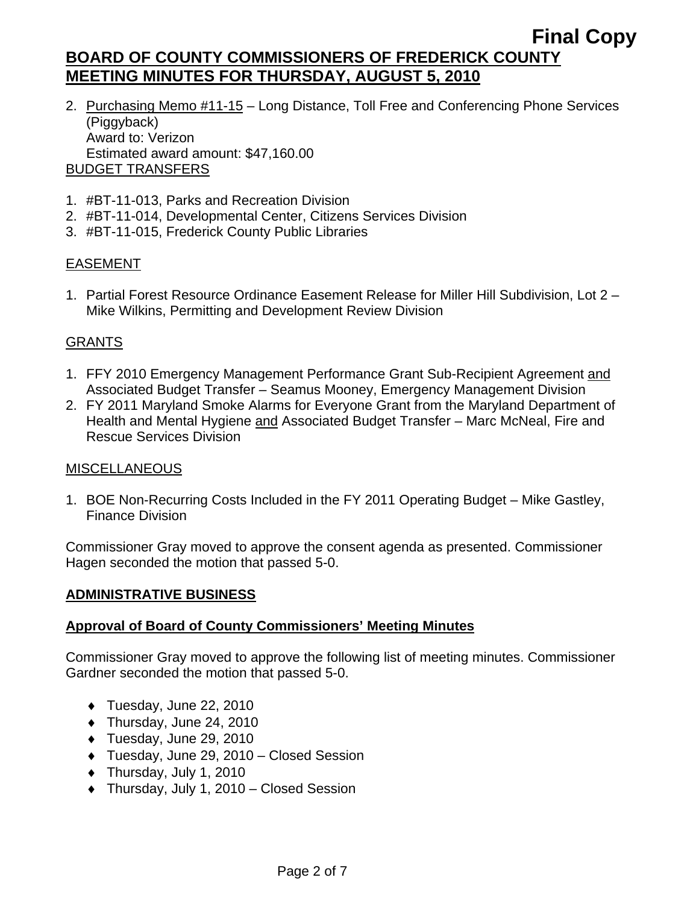2. Purchasing Memo #11-15 – Long Distance, Toll Free and Conferencing Phone Services (Piggyback)
   Award to: Verizon
   Estimated award amount: $47,160.00

BUDGET TRANSFERS

1. #BT-11-013, Parks and Recreation Division
2. #BT-11-014, Developmental Center, Citizens Services Division
3. #BT-11-015, Frederick County Public Libraries

EASEMENT

1. Partial Forest Resource Ordinance Easement Release for Miller Hill Subdivision, Lot 2 – Mike Wilkins, Permitting and Development Review Division

GRANTS

1. FFY 2010 Emergency Management Performance Grant Sub-Recipient Agreement and Associated Budget Transfer – Seamus Mooney, Emergency Management Division
2. FY 2011 Maryland Smoke Alarms for Everyone Grant from the Maryland Department of Health and Mental Hygiene and Associated Budget Transfer – Marc McNeal, Fire and Rescue Services Division

MISCELLANEOUS

1. BOE Non-Recurring Costs Included in the FY 2011 Operating Budget – Mike Gastley, Finance Division

Commissioner Gray moved to approve the consent agenda as presented. Commissioner Hagen seconded the motion that passed 5-0.

## ADMINISTRATIVE BUSINESS

### Approval of Board of County Commissioners' Meeting Minutes

Commissioner Gray moved to approve the following list of meeting minutes. Commissioner Gardner seconded the motion that passed 5-0.

- Tuesday, June 22, 2010
- Thursday, June 24, 2010
- Tuesday, June 29, 2010
- Tuesday, June 29, 2010 – Closed Session
- Thursday, July 1, 2010
- Thursday, July 1, 2010 – Closed Session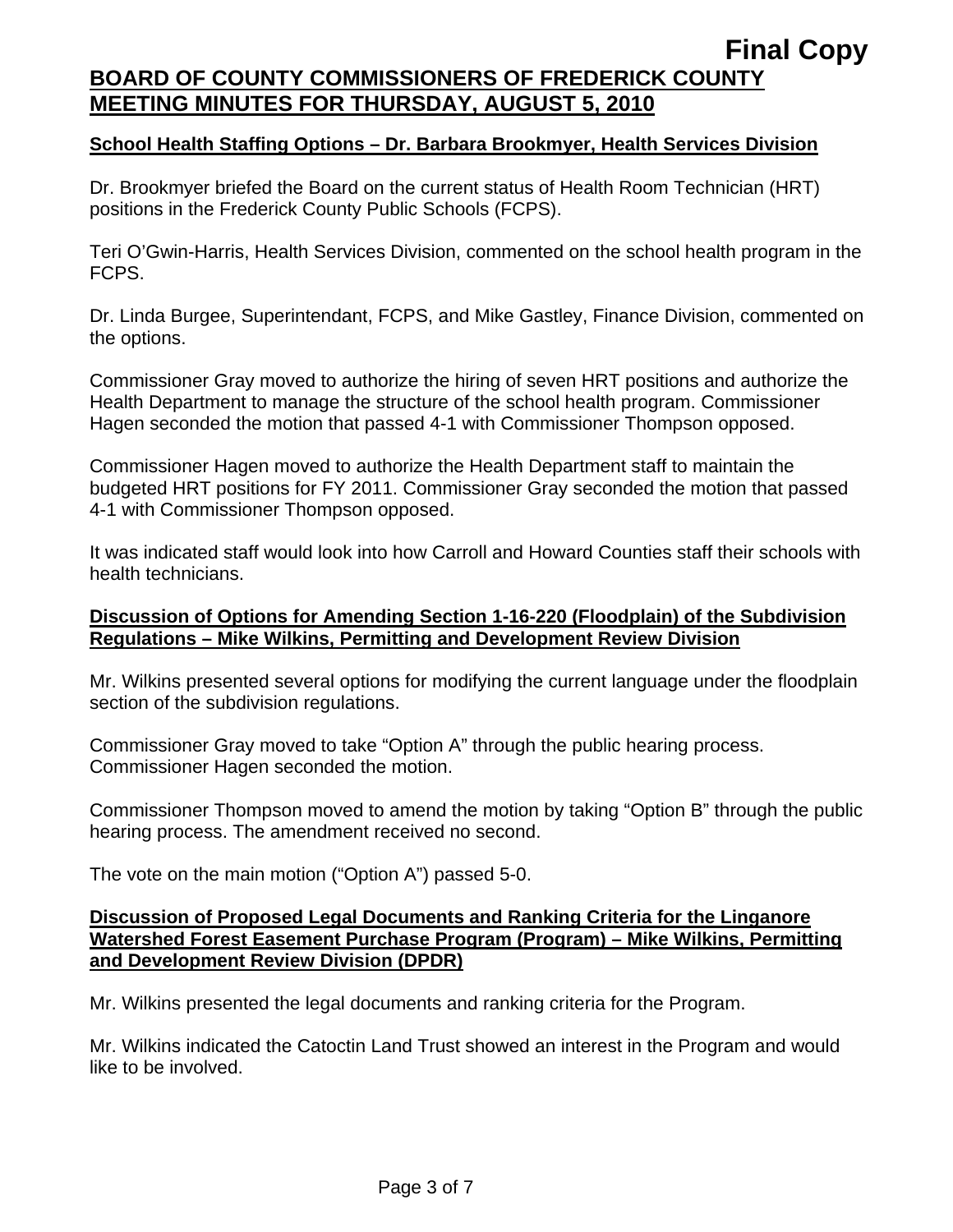**Final Copy**

**BOARD OF COUNTY COMMISSIONERS OF FREDERICK COUNTY**
**MEETING MINUTES FOR THURSDAY, AUGUST 5, 2010**

**School Health Staffing Options – Dr. Barbara Brookmyer, Health Services Division**

Dr. Brookmyer briefed the Board on the current status of Health Room Technician (HRT) positions in the Frederick County Public Schools (FCPS).

Teri O'Gwin-Harris, Health Services Division, commented on the school health program in the FCPS.

Dr. Linda Burgee, Superintendant, FCPS, and Mike Gastley, Finance Division, commented on the options.

Commissioner Gray moved to authorize the hiring of seven HRT positions and authorize the Health Department to manage the structure of the school health program. Commissioner Hagen seconded the motion that passed 4-1 with Commissioner Thompson opposed.

Commissioner Hagen moved to authorize the Health Department staff to maintain the budgeted HRT positions for FY 2011. Commissioner Gray seconded the motion that passed 4-1 with Commissioner Thompson opposed.

It was indicated staff would look into how Carroll and Howard Counties staff their schools with health technicians.

**Discussion of Options for Amending Section 1-16-220 (Floodplain) of the Subdivision Regulations – Mike Wilkins, Permitting and Development Review Division**

Mr. Wilkins presented several options for modifying the current language under the floodplain section of the subdivision regulations.

Commissioner Gray moved to take "Option A" through the public hearing process. Commissioner Hagen seconded the motion.

Commissioner Thompson moved to amend the motion by taking "Option B" through the public hearing process. The amendment received no second.

The vote on the main motion ("Option A") passed 5-0.

**Discussion of Proposed Legal Documents and Ranking Criteria for the Linganore Watershed Forest Easement Purchase Program (Program) – Mike Wilkins, Permitting and Development Review Division (DPDR)**

Mr. Wilkins presented the legal documents and ranking criteria for the Program.

Mr. Wilkins indicated the Catoctin Land Trust showed an interest in the Program and would like to be involved.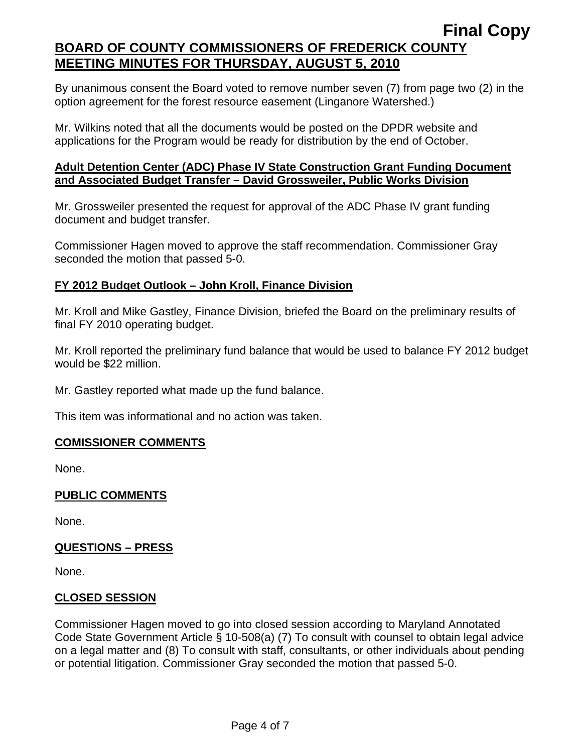**Final Copy**

**BOARD OF COUNTY COMMISSIONERS OF FREDERICK COUNTY MEETING MINUTES FOR THURSDAY, AUGUST 5, 2010**

By unanimous consent the Board voted to remove number seven (7) from page two (2) in the option agreement for the forest resource easement (Linganore Watershed.)

Mr. Wilkins noted that all the documents would be posted on the DPDR website and applications for the Program would be ready for distribution by the end of October.

**Adult Detention Center (ADC) Phase IV State Construction Grant Funding Document and Associated Budget Transfer – David Grossweiler, Public Works Division**

Mr. Grossweiler presented the request for approval of the ADC Phase IV grant funding document and budget transfer.

Commissioner Hagen moved to approve the staff recommendation. Commissioner Gray seconded the motion that passed 5-0.

**FY 2012 Budget Outlook – John Kroll, Finance Division**

Mr. Kroll and Mike Gastley, Finance Division, briefed the Board on the preliminary results of final FY 2010 operating budget.

Mr. Kroll reported the preliminary fund balance that would be used to balance FY 2012 budget would be $22 million.

Mr. Gastley reported what made up the fund balance.

This item was informational and no action was taken.

**COMISSIONER COMMENTS**

None.

**PUBLIC COMMENTS**

None.

**QUESTIONS – PRESS**

None.

**CLOSED SESSION**

Commissioner Hagen moved to go into closed session according to Maryland Annotated Code State Government Article § 10-508(a) (7) To consult with counsel to obtain legal advice on a legal matter and (8) To consult with staff, consultants, or other individuals about pending or potential litigation. Commissioner Gray seconded the motion that passed 5-0.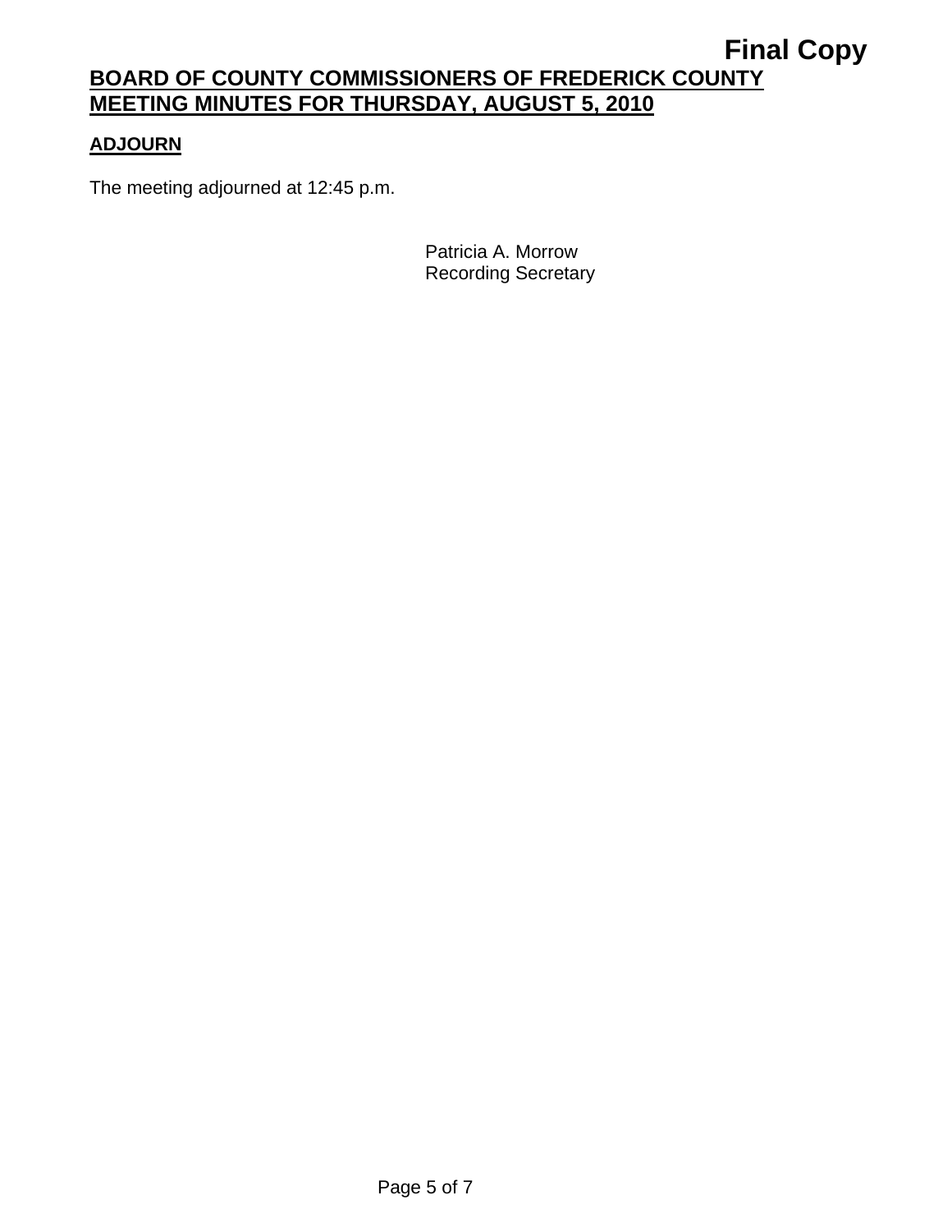**ADJOURN**

The meeting adjourned at 12:45 p.m.

Patricia A. Morrow
Recording Secretary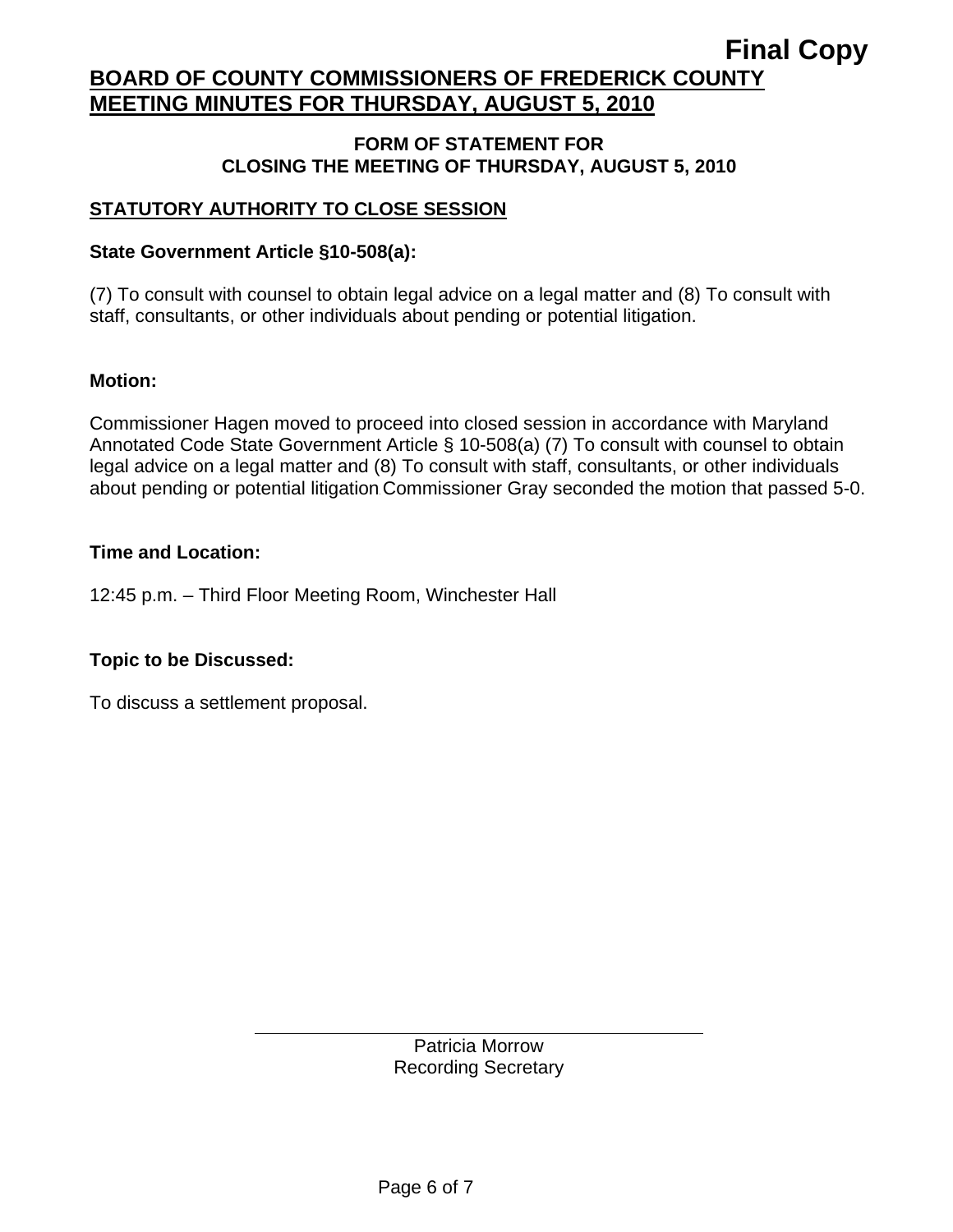**Final Copy**

# BOARD OF COUNTY COMMISSIONERS OF FREDERICK COUNTY
# MEETING MINUTES FOR THURSDAY, AUGUST 5, 2010

### FORM OF STATEMENT FOR CLOSING THE MEETING OF THURSDAY, AUGUST 5, 2010

## STATUTORY AUTHORITY TO CLOSE SESSION

**State Government Article §10-508(a):**

(7) To consult with counsel to obtain legal advice on a legal matter and (8) To consult with staff, consultants, or other individuals about pending or potential litigation.

**Motion:**

Commissioner Hagen moved to proceed into closed session in accordance with Maryland Annotated Code State Government Article § 10-508(a) (7) To consult with counsel to obtain legal advice on a legal matter and (8) To consult with staff, consultants, or other individuals about pending or potential litigation Commissioner Gray seconded the motion that passed 5-0.

**Time and Location:**

12:45 p.m. – Third Floor Meeting Room, Winchester Hall

**Topic to be Discussed:**

To discuss a settlement proposal.

Patricia Morrow
Recording Secretary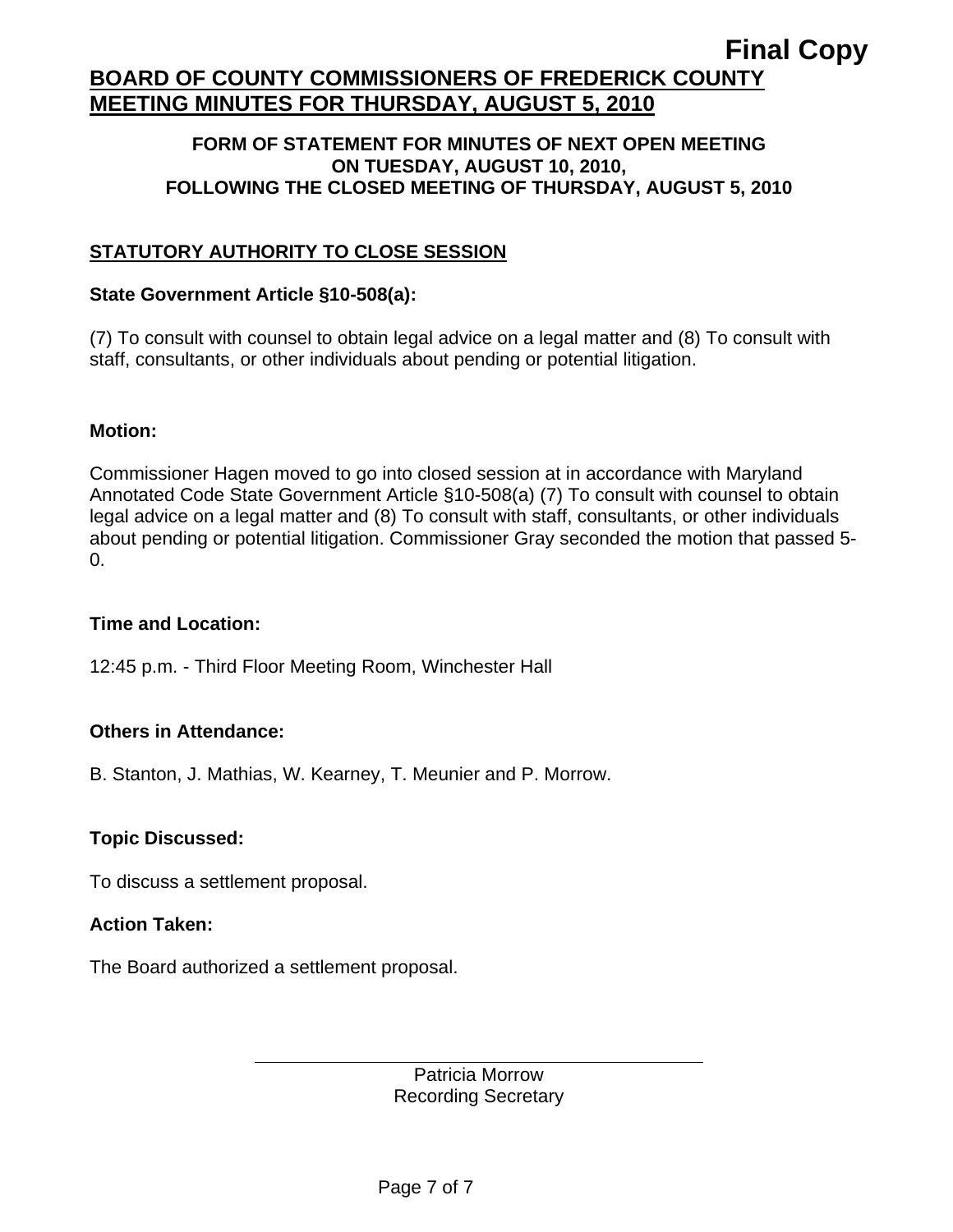**Final Copy**

# BOARD OF COUNTY COMMISSIONERS OF FREDERICK COUNTY MEETING MINUTES FOR THURSDAY, AUGUST 5, 2010

**FORM OF STATEMENT FOR MINUTES OF NEXT OPEN MEETING ON TUESDAY, AUGUST 10, 2010, FOLLOWING THE CLOSED MEETING OF THURSDAY, AUGUST 5, 2010**

## STATUTORY AUTHORITY TO CLOSE SESSION

**State Government Article §10-508(a):**

(7) To consult with counsel to obtain legal advice on a legal matter and (8) To consult with staff, consultants, or other individuals about pending or potential litigation.

**Motion:**

Commissioner Hagen moved to go into closed session at in accordance with Maryland Annotated Code State Government Article §10-508(a) (7) To consult with counsel to obtain legal advice on a legal matter and (8) To consult with staff, consultants, or other individuals about pending or potential litigation. Commissioner Gray seconded the motion that passed 5-0.

**Time and Location:**

12:45 p.m. - Third Floor Meeting Room, Winchester Hall

**Others in Attendance:**

B. Stanton, J. Mathias, W. Kearney, T. Meunier and P. Morrow.

**Topic Discussed:**

To discuss a settlement proposal.

**Action Taken:**

The Board authorized a settlement proposal.

Patricia Morrow
Recording Secretary